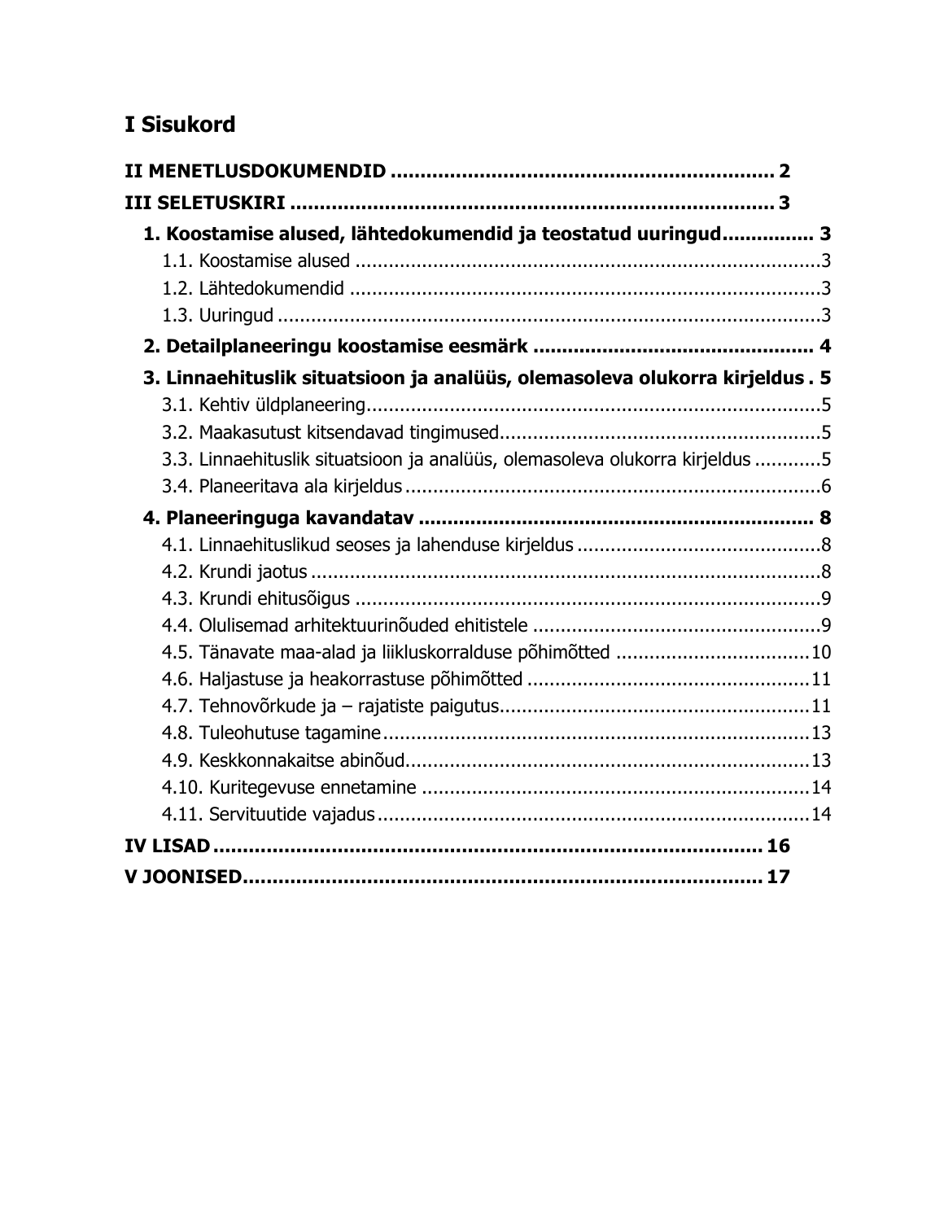# I Sisukord

**II MENETLUSDOKUMENDID ..................................................................... 2**

**III SELETUSKIRI ........................................................................................ 3**

**1. Koostamise alused, lähtedokumendid ja teostatud uuringud............... 3**

1.1. Koostamise alused ....................................................................................3

1.2. Lähtedokumendid .....................................................................................3

1.3. Uuringud ..................................................................................................3

**2. Detailplaneeringu koostamise eesmärk ............................................... 4**

**3. Linnaehituslik situatsioon ja analüüs, olemasoleva olukorra kirjeldus . 5**

3.1. Kehtiv üldplaneering..................................................................................5

3.2. Maakasutust kitsendavad tingimused..........................................................5

3.3. Linnaehituslik situatsioon ja analüüs, olemasoleva olukorra kirjeldus ............5

3.4. Planeeritava ala kirjeldus ...........................................................................6

**4. Planeeringuga kavandatav ................................................................... 8**

4.1. Linnaehituslikud seoses ja lahenduse kirjeldus ............................................8

4.2. Krundi jaotus ............................................................................................8

4.3. Krundi ehitusõigus ....................................................................................9

4.4. Olulisemad arhitektuurinõuded ehitistele ....................................................9

4.5. Tänavate maa-alad ja liikluskorralduse põhimõtted ...................................10

4.6. Haljastuse ja heakorrastuse põhimõtted ...................................................11

4.7. Tehnovõrkude ja – rajatiste paigutus........................................................11

4.8. Tuleohutuse tagamine .............................................................................13

4.9. Keskkonnakaitse abinõud.........................................................................13

4.10. Kuritegevuse ennetamine .....................................................................14

4.11. Servituutide vajadus .............................................................................14

**IV LISAD .................................................................................................. 16**

**V JOONISED............................................................................................ 17**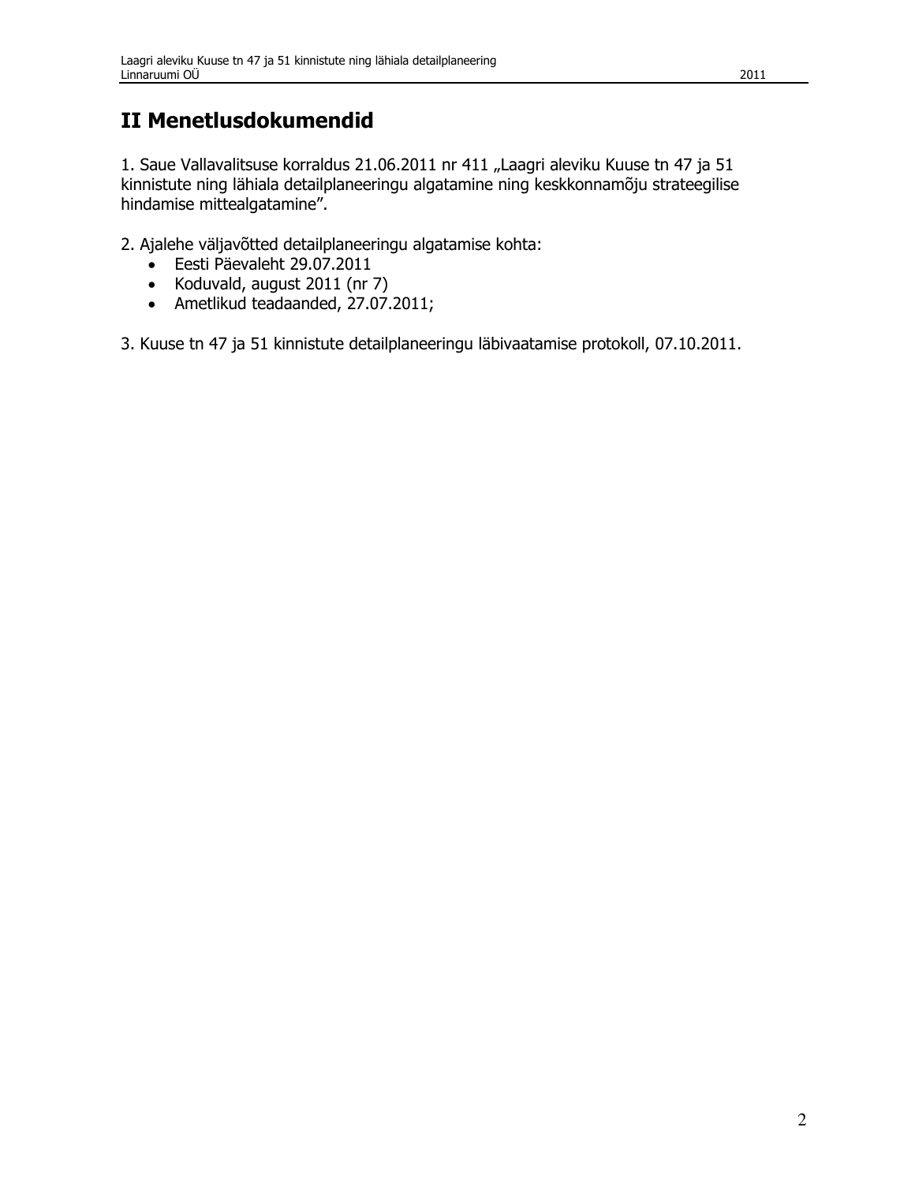# II Menetlusdokumendid

1. Saue Vallavalitsuse korraldus 21.06.2011 nr 411 „Laagri aleviku Kuuse tn 47 ja 51 kinnistute ning lähiala detailplaneeringu algatamine ning keskkonnamõju strateegilise hindamise mittealgatamine".

2. Ajalehe väljavõtted detailplaneeringu algatamise kohta:
   - Eesti Päevaleht 29.07.2011
   - Koduvald, august 2011 (nr 7)
   - Ametlikud teadaanded, 27.07.2011;

3. Kuuse tn 47 ja 51 kinnistute detailplaneeringu läbivaatamise protokoll, 07.10.2011.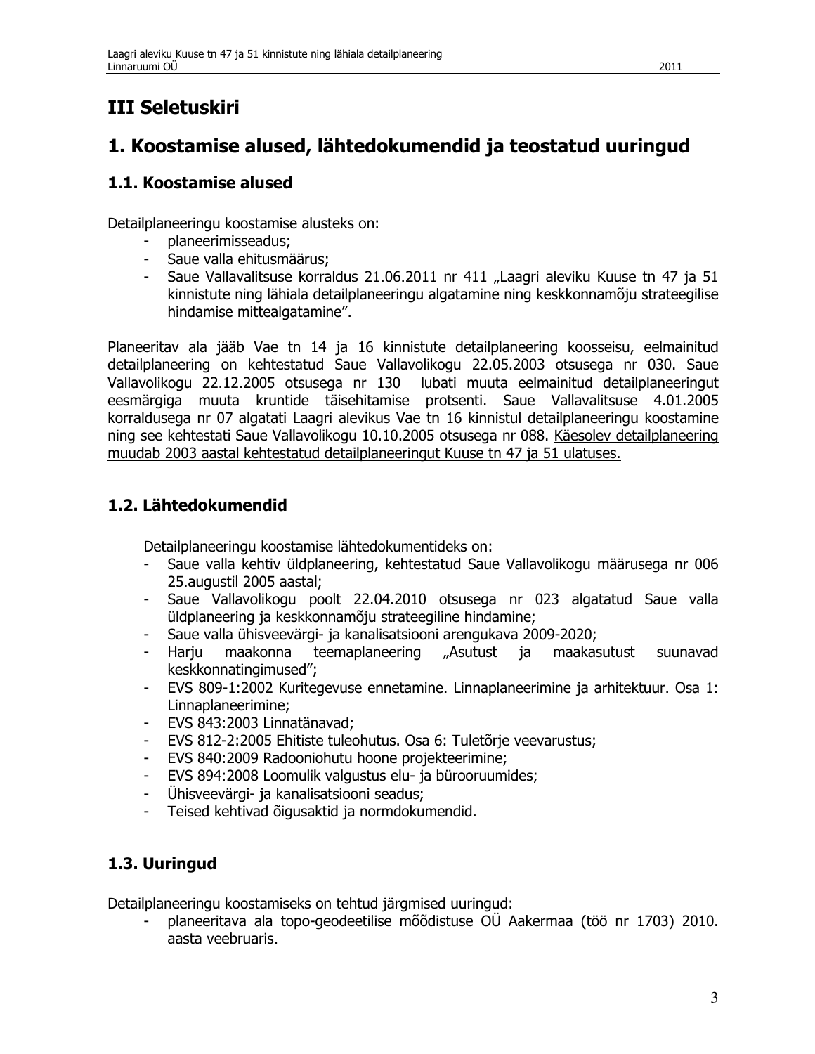# III Seletuskiri

# 1. Koostamise alused, lähtedokumendid ja teostatud uuringud

## 1.1. Koostamise alused

Detailplaneeringu koostamise alusteks on:

- planeerimisseadus;
- Saue valla ehitusmäärus;
- Saue Vallavalitsuse korraldus 21.06.2011 nr 411 „Laagri aleviku Kuuse tn 47 ja 51 kinnistute ning lähiala detailplaneeringu algatamine ning keskkonnamõju strateegilise hindamise mittealgatamine".

Planeeritav ala jääb Vae tn 14 ja 16 kinnistute detailplaneering koosseisu, eelmainitud detailplaneering on kehtestatud Saue Vallavolikogu 22.05.2003 otsusega nr 030. Saue Vallavolikogu 22.12.2005 otsusega nr 130 lubati muuta eelmainitud detailplaneeringut eesmärgiga muuta kruntide täisehitamise protsenti. Saue Vallavalitsuse 4.01.2005 korraldusega nr 07 algatati Laagri alevikus Vae tn 16 kinnistul detailplaneeringu koostamine ning see kehtestati Saue Vallavolikogu 10.10.2005 otsusega nr 088. Käesolev detailplaneering muudab 2003 aastal kehtestatud detailplaneeringut Kuuse tn 47 ja 51 ulatuses.

## 1.2. Lähtedokumendid

Detailplaneeringu koostamise lähtedokumentideks on:

- Saue valla kehtiv üldplaneering, kehtestatud Saue Vallavolikogu määrusega nr 006 25.augustil 2005 aastal;
- Saue Vallavolikogu poolt 22.04.2010 otsusega nr 023 algatatud Saue valla üldplaneering ja keskkonnamõju strateegiline hindamine;
- Saue valla ühisveevärgi- ja kanalisatsiooni arengukava 2009-2020;
- Harju maakonna teemaplaneering „Asutust ja maakasutust suunavad keskkonnatingimused";
- EVS 809-1:2002 Kuritegevuse ennetamine. Linnaplaneerimine ja arhitektuur. Osa 1: Linnaplaneerimine;
- EVS 843:2003 Linnatänavad;
- EVS 812-2:2005 Ehitiste tuleohutus. Osa 6: Tuletõrje veevarustus;
- EVS 840:2009 Radooniohutu hoone projekteerimine;
- EVS 894:2008 Loomulik valgustus elu- ja bürooruumides;
- Ühisveevärgi- ja kanalisatsiooni seadus;
- Teised kehtivad õigusaktid ja normdokumendid.

## 1.3. Uuringud

Detailplaneeringu koostamiseks on tehtud järgmised uuringud:

- planeeritava ala topo-geodeetilise mõõdistuse OÜ Aakermaa (töö nr 1703) 2010. aasta veebruaris.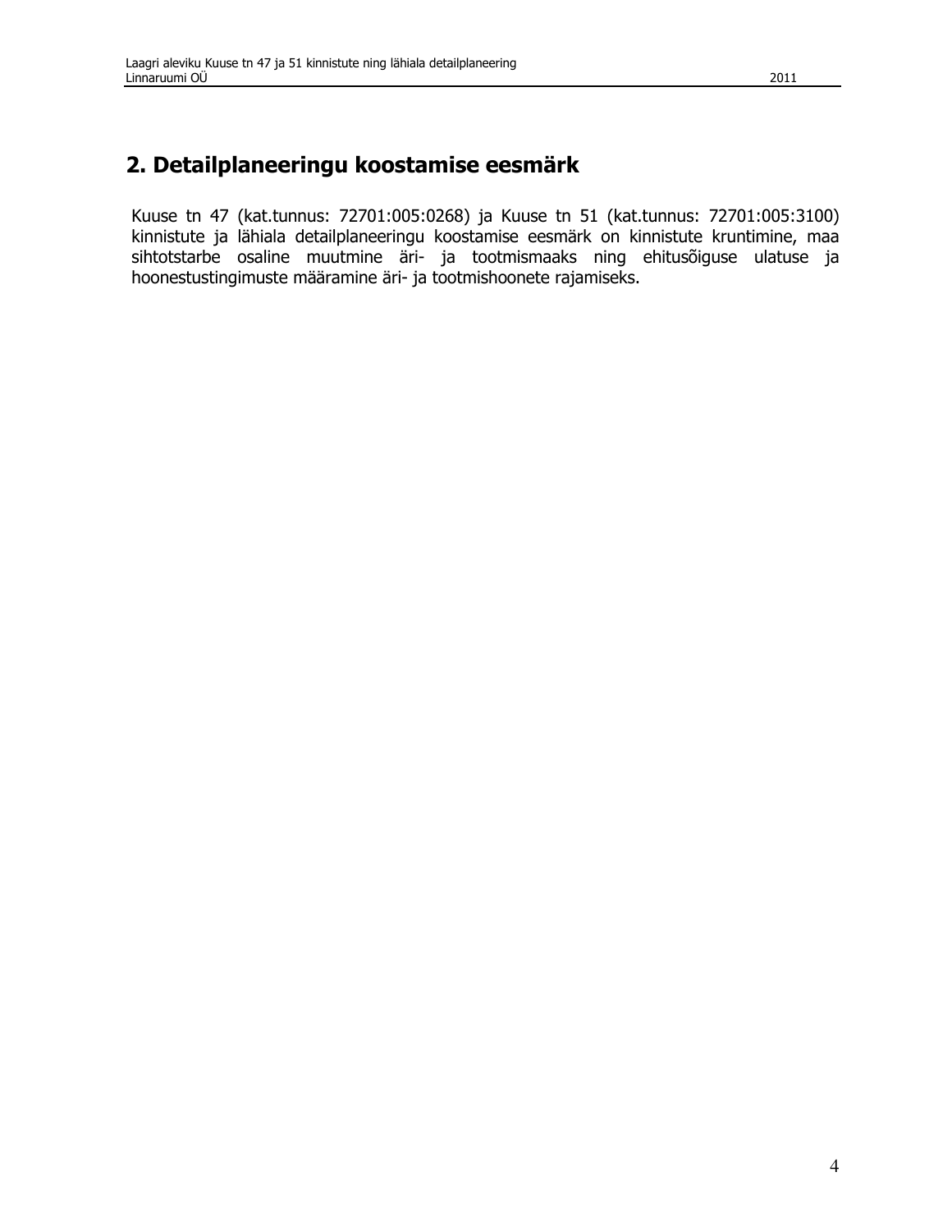# 2. Detailplaneeringu koostamise eesmärk

Kuuse tn 47 (kat.tunnus: 72701:005:0268) ja Kuuse tn 51 (kat.tunnus: 72701:005:3100) kinnistute ja lähiala detailplaneeringu koostamise eesmärk on kinnistute kruntimine, maa sihtotstarbe osaline muutmine äri- ja tootmismaaks ning ehitusõiguse ulatuse ja hoonestustingimuste määramine äri- ja tootmishoonete rajamiseks.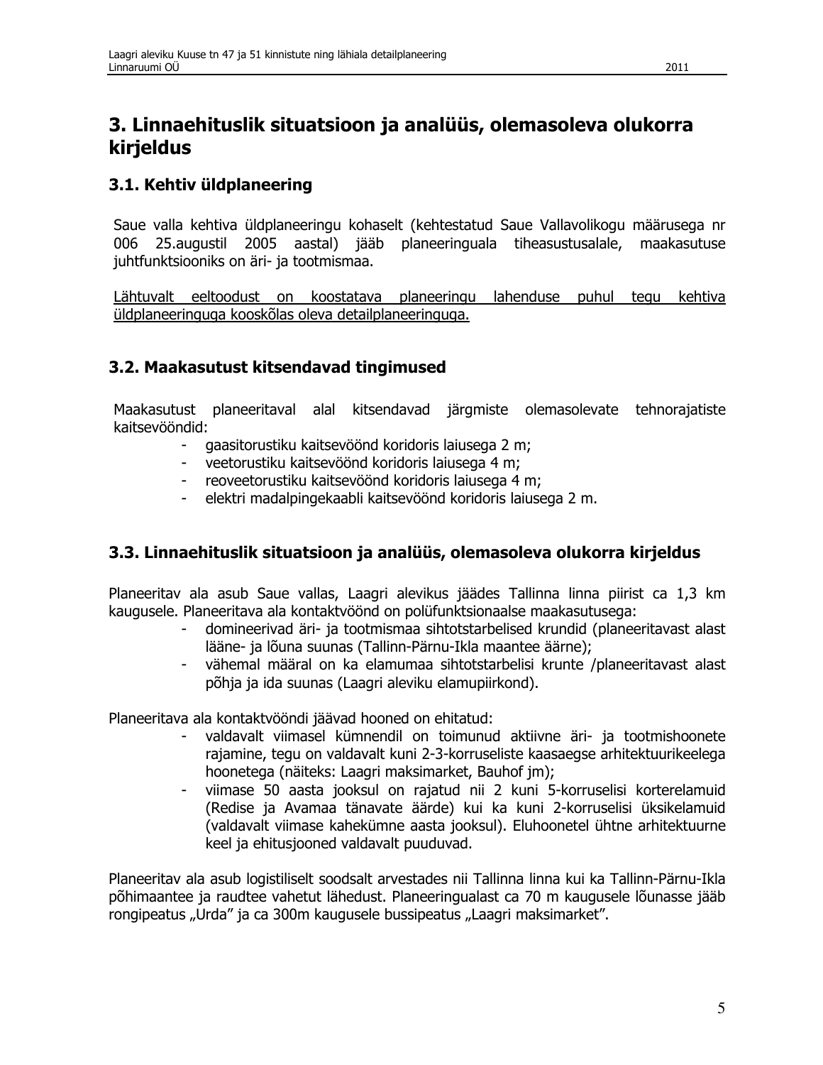# 3. Linnaehituslik situatsioon ja analüüs, olemasoleva olukorra kirjeldus

## 3.1. Kehtiv üldplaneering

Saue valla kehtiva üldplaneeringu kohaselt (kehtestatud Saue Vallavolikogu määrusega nr 006 25.augustil 2005 aastal) jääb planeeringuala tiheasustusalale, maakasutuse juhtfunktsiooniks on äri- ja tootmismaa.

<u>Lähtuvalt eeltoodust on koostatava planeeringu lahenduse puhul tegu kehtiva üldplaneeringuga kooskõlas oleva detailplaneeringuga.</u>

## 3.2. Maakasutust kitsendavad tingimused

Maakasutust planeeritaval alal kitsendavad järgmiste olemasolevate tehnorajatiste kaitsevööndid:

- gaasitorustiku kaitsevöönd koridoris laiusega 2 m;
- veetorustiku kaitsevöönd koridoris laiusega 4 m;
- reoveetorustiku kaitsevöönd koridoris laiusega 4 m;
- elektri madalpingekaabli kaitsevöönd koridoris laiusega 2 m.

## 3.3. Linnaehituslik situatsioon ja analüüs, olemasoleva olukorra kirjeldus

Planeeritav ala asub Saue vallas, Laagri alevikus jäädes Tallinna linna piirist ca 1,3 km kaugusele. Planeeritava ala kontaktvöönd on polüfunktsionaalse maakasutusega:

- domineerivad äri- ja tootmismaa sihtotstarbelised krundid (planeeritavast alast lääne- ja lõuna suunas (Tallinn-Pärnu-Ikla maantee äärne);
- vähemal määral on ka elamumaa sihtotstarbelisi krunte /planeeritavast alast põhja ja ida suunas (Laagri aleviku elamupiirkond).

Planeeritava ala kontaktvööndi jäävad hooned on ehitatud:

- valdavalt viimasel kümnendil on toimunud aktiivne äri- ja tootmishoonete rajamine, tegu on valdavalt kuni 2-3-korruseliste kaasaegse arhitektuurikeelega hoonetega (näiteks: Laagri maksimarket, Bauhof jm);
- viimase 50 aasta jooksul on rajatud nii 2 kuni 5-korruselisi korterelamuid (Redise ja Avamaa tänavate äärde) kui ka kuni 2-korruselisi üksikelamuid (valdavalt viimase kahekümne aasta jooksul). Eluhoonetel ühtne arhitektuurne keel ja ehitusjooned valdavalt puuduvad.

Planeeritav ala asub logistiliselt soodsalt arvestades nii Tallinna linna kui ka Tallinn-Pärnu-Ikla põhimaantee ja raudtee vahetut lähedust. Planeeringualast ca 70 m kaugusele lõunasse jääb rongipeatus „Urda" ja ca 300m kaugusele bussipeatus „Laagri maksimarket".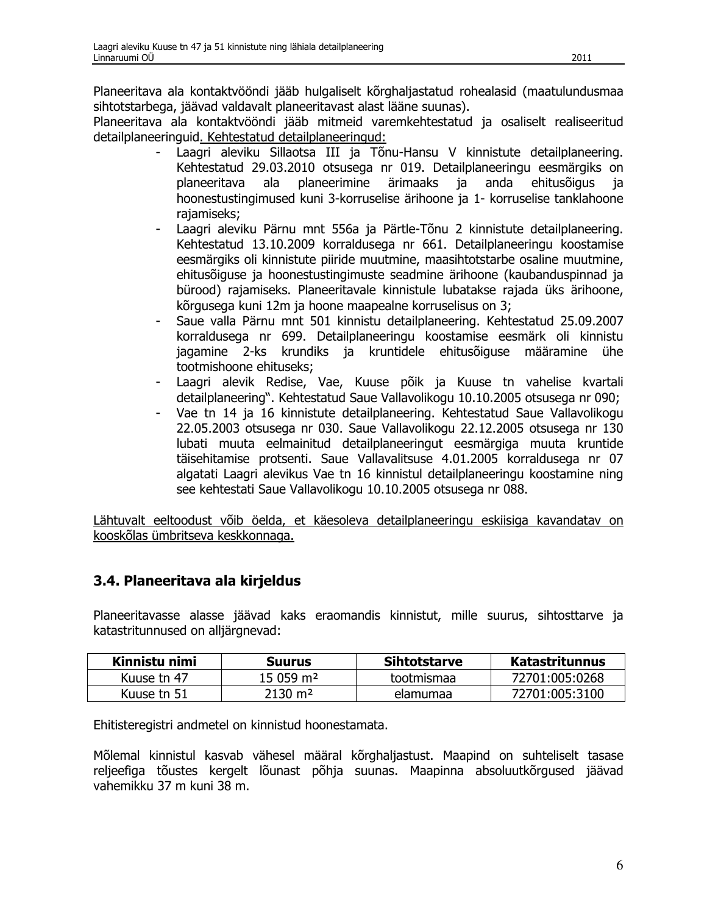Planeeritava ala kontaktvööndi jääb hulgaliselt kõrghaljastatud rohealasid (maatulundusmaa sihtotstarbega, jäävad valdavalt planeeritavast alast lääne suunas).
Planeeritava ala kontaktvööndi jääb mitmeid varemkehtestatud ja osaliselt realiseeritud detailplaneeringuid. Kehtestatud detailplaneeringud:

- Laagri aleviku Sillaotsa III ja Tõnu-Hansu V kinnistute detailplaneering. Kehtestatud 29.03.2010 otsusega nr 019. Detailplaneeringu eesmärgiks on planeeritava ala planeerimine ärimaaks ja anda ehitusõigus ja hoonestustingimused kuni 3-korruselise ärihoone ja 1- korruselise tanklahoone rajamiseks;
- Laagri aleviku Pärnu mnt 556a ja Pärtle-Tõnu 2 kinnistute detailplaneering. Kehtestatud 13.10.2009 korraldusega nr 661. Detailplaneeringu koostamise eesmärgiks oli kinnistute piiride muutmine, maasihtotstarbe osaline muutmine, ehitusõiguse ja hoonestustingimuste seadmine ärihoone (kaubanduspinnad ja bürood) rajamiseks. Planeeritavale kinnistule lubatakse rajada üks ärihoone, kõrgusega kuni 12m ja hoone maapealne korruselisus on 3;
- Saue valla Pärnu mnt 501 kinnistu detailplaneering. Kehtestatud 25.09.2007 korraldusega nr 699. Detailplaneeringu koostamise eesmärk oli kinnistu jagamine 2-ks krundiks ja kruntidele ehitusõiguse määramine ühe tootmishoone ehituseks;
- Laagri alevik Redise, Vae, Kuuse põik ja Kuuse tn vahelise kvartali detailplaneering". Kehtestatud Saue Vallavolikogu 10.10.2005 otsusega nr 090;
- Vae tn 14 ja 16 kinnistute detailplaneering. Kehtestatud Saue Vallavolikogu 22.05.2003 otsusega nr 030. Saue Vallavolikogu 22.12.2005 otsusega nr 130 lubati muuta eelmainitud detailplaneeringut eesmärgiga muuta kruntide täisehitamise protsenti. Saue Vallavalitsuse 4.01.2005 korraldusega nr 07 algatati Laagri alevikus Vae tn 16 kinnistul detailplaneeringu koostamine ning see kehtestati Saue Vallavolikogu 10.10.2005 otsusega nr 088.

Lähtuvalt eeltoodust võib öelda, et käesoleva detailplaneeringu eskiisiga kavandatav on kooskõlas ümbritseva keskkonnaga.

## 3.4. Planeeritava ala kirjeldus

Planeeritavasse alasse jäävad kaks eraomandis kinnistut, mille suurus, sihtotstarve ja katastritunnused on alljärgnevad:

| Kinnistu nimi | Suurus | Sihtotstarve | Katastritunnus |
|---|---|---|---|
| Kuuse tn 47 | 15 059 m² | tootmismaa | 72701:005:0268 |
| Kuuse tn 51 | 2130 m² | elamumaa | 72701:005:3100 |

Ehitisregistri andmetel on kinnistud hoonestamata.

Mõlemal kinnistul kasvab vähesel määral kõrghaljastust. Maapind on suhteliselt tasase reljeefiga tõustes kergelt lõunast põhja suunas. Maapinna absoluutkõrgused jäävad vahemikku 37 m kuni 38 m.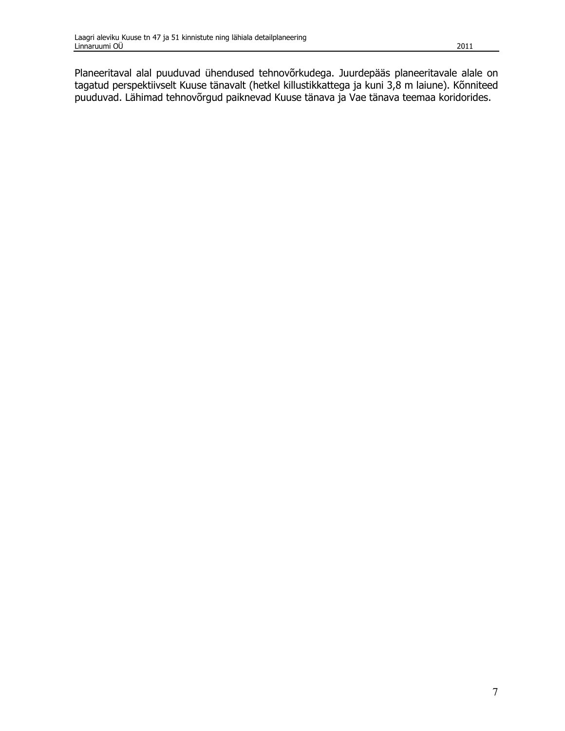Planeeritaval alal puuduvad ühendused tehnovõrkudega. Juurdepääs planeeritavale alale on tagatud perspektiivselt Kuuse tänavalt (hetkel killustikkattega ja kuni 3,8 m laiune). Kõnniteed puuduvad. Lähimad tehnovõrgud paiknevad Kuuse tänava ja Vae tänava teemaa koridorides.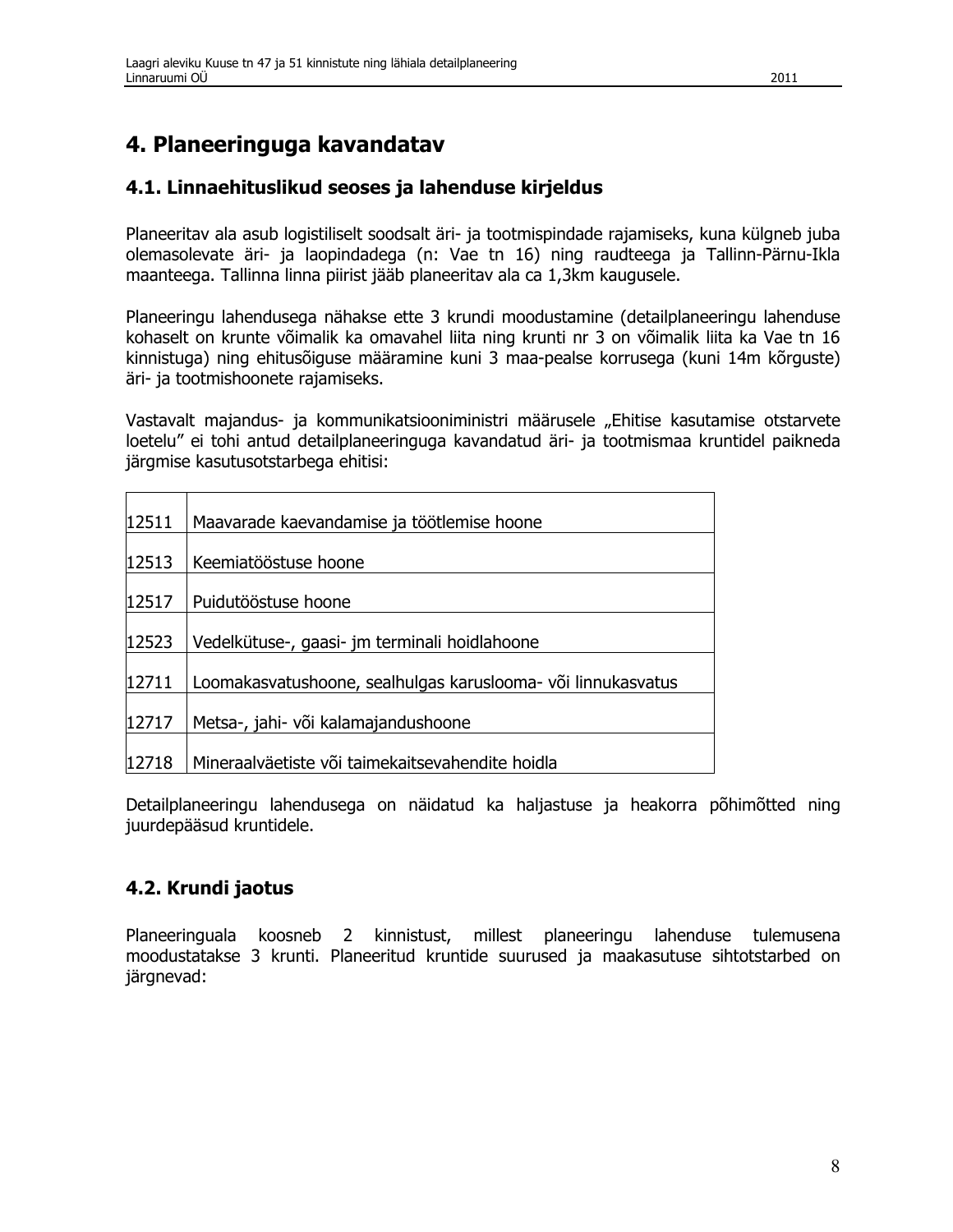# 4. Planeeringuga kavandatav

## 4.1. Linnaehituslikud seoses ja lahenduse kirjeldus

Planeeritav ala asub logistiliselt soodsalt äri- ja tootmispindade rajamiseks, kuna külgneb juba olemasolevate äri- ja laopindadega (n: Vae tn 16) ning raudteega ja Tallinn-Pärnu-Ikla maanteega. Tallinna linna piirist jääb planeeritav ala ca 1,3km kaugusele.

Planeeringu lahendusega nähakse ette 3 krundi moodustamine (detailplaneeringu lahenduse kohaselt on krunte võimalik ka omavahel liita ning krunti nr 3 on võimalik liita ka Vae tn 16 kinnistuga) ning ehitusõiguse määramine kuni 3 maa-pealse korrusega (kuni 14m kõrguste) äri- ja tootmishoonete rajamiseks.

Vastavalt majandus- ja kommunikatsiooniministri määrusele „Ehitise kasutamise otstarvete loetelu" ei tohi antud detailplaneeringuga kavandatud äri- ja tootmismaa kruntidel paikneda järgmise kasutusotstarbega ehitisi:

| | |
|---|---|
| 12511 | Maavarade kaevandamise ja töötlemise hoone |
| 12513 | Keemiatööstuse hoone |
| 12517 | Puidutööstuse hoone |
| 12523 | Vedelkütuse-, gaasi- jm terminali hoidlahoone |
| 12711 | Loomakasvatushoone, sealhulgas karuslooma- või linnukasvatus |
| 12717 | Metsa-, jahi- või kalamajandushoone |
| 12718 | Mineraalväetiste või taimekaitsevahendite hoidla |

Detailplaneeringu lahendusega on näidatud ka haljastuse ja heakorra põhimõtted ning juurdepääsud kruntidele.

## 4.2. Krundi jaotus

Planeeringuala koosneb 2 kinnistust, millest planeeringu lahenduse tulemusena moodustatakse 3 krunti. Planeeritud kruntide suurused ja maakasutuse sihtotstarbed on järgnevad: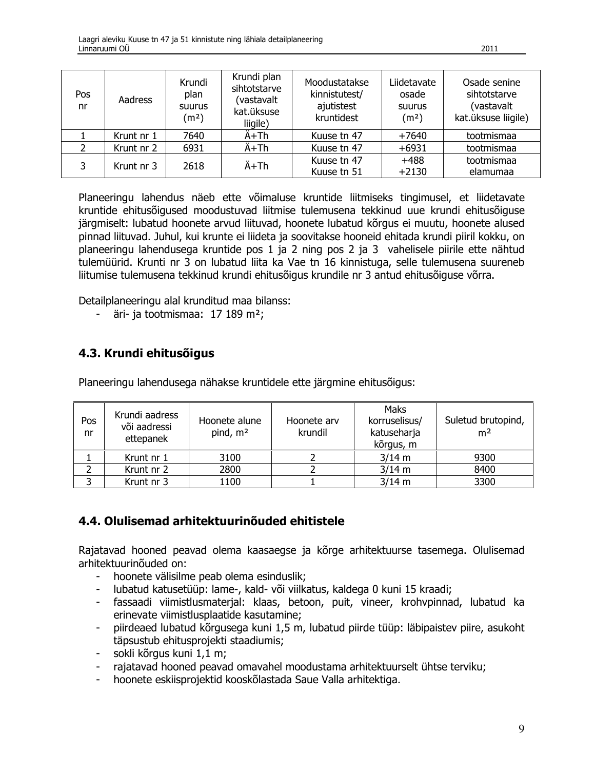| Pos nr | Aadress | Krundi plan suurus (m²) | Krundi plan sihtotstarve (vastavalt kat.üksuse liigile) | Moodustatakse kinnistutest/ ajutistest kruntidest | Liidetavate osade suurus (m²) | Osade senine sihtotstarve (vastavalt kat.üksuse liigile) |
|---|---|---|---|---|---|---|
| 1 | Krunt nr 1 | 7640 | Ä+Th | Kuuse tn 47 | +7640 | tootmismaa |
| 2 | Krunt nr 2 | 6931 | Ä+Th | Kuuse tn 47 | +6931 | tootmismaa |
| 3 | Krunt nr 3 | 2618 | Ä+Th | Kuuse tn 47<br>Kuuse tn 51 | +488<br>+2130 | tootmismaa<br>elamumaa |

Planeeringu lahendus näeb ette võimaluse kruntide liitmiseks tingimusel, et liidetavate kruntide ehitusõigused moodustuvad liitmise tulemusena tekkinud uue krundi ehitusõiguse järgmiselt: lubatud hoonete arvud liituvad, hoonete lubatud kõrgus ei muutu, hoonete alused pinnad liituvad. Juhul, kui krunte ei liideta ja soovitakse hooneid ehitada krundi piiril kokku, on planeeringu lahendusega kruntide pos 1 ja 2 ning pos 2 ja 3 vahelisele piirile ette nähtud tulemüürid. Krunti nr 3 on lubatud liita ka Vae tn 16 kinnistuga, selle tulemusena suureneb liitumise tulemusena tekkinud krundi ehitusõigus krundile nr 3 antud ehitusõiguse võrra.

Detailplaneeringu alal krunditud maa bilanss:

- äri- ja tootmismaa: 17 189 m²;

## 4.3. Krundi ehitusõigus

Planeeringu lahendusega nähakse kruntidele ette järgmine ehitusõigus:

| Pos nr | Krundi aadress või aadressi ettepanek | Hoonete alune pind, m² | Hoonete arv krundil | Maks korruselisus/ katuseharja kõrgus, m | Suletud brutopind, m² |
|---|---|---|---|---|---|
| 1 | Krunt nr 1 | 3100 | 2 | 3/14 m | 9300 |
| 2 | Krunt nr 2 | 2800 | 2 | 3/14 m | 8400 |
| 3 | Krunt nr 3 | 1100 | 1 | 3/14 m | 3300 |

## 4.4. Olulisemad arhitektuurinõuded ehitistele

Rajatavad hooned peavad olema kaasaegse ja kõrge arhitektuurse tasemega. Olulisemad arhitektuurinõuded on:

- hoonete välisilme peab olema esinduslik;
- lubatud katusetüüp: lame-, kald- või viilkatus, kaldega 0 kuni 15 kraadi;
- fassaadi viimistlusmaterjal: klaas, betoon, puit, vineer, krohvpinnad, lubatud ka erinevate viimistlusplaatide kasutamine;
- piirdeaed lubatud kõrgusega kuni 1,5 m, lubatud piirde tüüp: läbipaistev piire, asukoht täpsustub ehitusprojekti staadiumis;
- sokli kõrgus kuni 1,1 m;
- rajatavad hooned peavad omavahel moodustama arhitektuurselt ühtse terviku;
- hoonete eskiisprojektid kooskõlastada Saue Valla arhitektiga.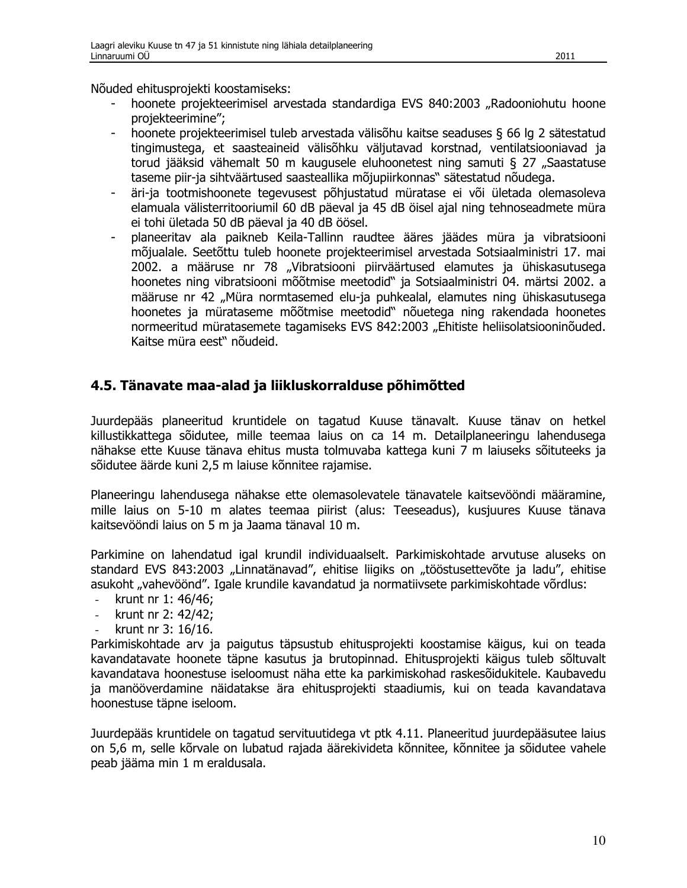Nõuded ehitusprojekti koostamiseks:

- hoonete projekteerimisel arvestada standardiga EVS 840:2003 „Radooniohutu hoone projekteerimine";
- hoonete projekteerimisel tuleb arvestada välisõhu kaitse seaduses § 66 lg 2 sätestatud tingimustega, et saasteaineid välisõhku väljutavad korstnad, ventilatsiooniavad ja torud jääksid vähemalt 50 m kaugusele eluhoonetest ning samuti § 27 „Saastatuse taseme piir-ja sihtväärtused saasteallika mõjupiirkonnas" sätestatud nõudega.
- äri-ja tootmishoonete tegevusest põhjustatud müratase ei või ületada olemasoleva elamuala välisterritooriumil 60 dB päeval ja 45 dB öisel ajal ning tehnoseadmete müra ei tohi ületada 50 dB päeval ja 40 dB öösel.
- planeeritav ala paikneb Keila-Tallinn raudtee ääres jäädes müra ja vibratsiooni mõjualale. Seetõttu tuleb hoonete projekteerimisel arvestada Sotsiaalministri 17. mai 2002. a määruse nr 78 „Vibratsiooni piirväärtused elamutes ja ühiskasutusega hoonetes ning vibratsiooni mõõtmise meetodid" ja Sotsiaalministri 04. märtsi 2002. a määruse nr 42 „Müra normtasemed elu-ja puhkealal, elamutes ning ühiskasutusega hoonetes ja mürataseme mõõtmise meetodid" nõuetega ning rakendada hoonetes normeeritud mürtasemete tagamiseks EVS 842:2003 „Ehitiste heliisolatsiooninõuded. Kaitse müra eest" nõudeid.

## 4.5. Tänavate maa-alad ja liikluskorralduse põhimõtted

Juurdepääs planeeritud kruntidele on tagatud Kuuse tänavalt. Kuuse tänav on hetkel killustikkattega sõidutee, mille teemaa laius on ca 14 m. Detailplaneeringu lahendusega nähakse ette Kuuse tänava ehitus musta tolmuvaba kattega kuni 7 m laiuseks sõituteeks ja sõidutee äärde kuni 2,5 m laiuse kõnnitee rajamise.

Planeeringu lahendusega nähakse ette olemasolevatele tänavatele kaitsevööndi määramine, mille laius on 5-10 m alates teemaa piirist (alus: Teeseadus), kusjuures Kuuse tänava kaitsevööndi laius on 5 m ja Jaama tänaval 10 m.

Parkimine on lahendatud igal krundil individuaalselt. Parkimiskohtade arvutuse aluseks on standard EVS 843:2003 „Linnatänavad", ehitise liigiks on „tööstusettevõte ja ladu", ehitise asukoht „vahevöönd". Igale krundile kavandatud ja normatiivsete parkimiskohtade võrdlus:

- krunt nr 1: 46/46;
- krunt nr 2: 42/42;
- krunt nr 3: 16/16.

Parkimiskohtade arv ja paigutus täpsustub ehitusprojekti koostamise käigus, kui on teada kavandatavate hoonete täpne kasutus ja brutopinnad. Ehitusprojekti käigus tuleb sõltuvalt kavandatava hoonestuse iseloomust näha ette ka parkimiskohad raskesõidukitele. Kaubavedu ja manööverdamine näidatakse ära ehitusprojekti staadiumis, kui on teada kavandatava hoonestuse täpne iseloom.

Juurdepääs kruntidele on tagatud servituutidega vt ptk 4.11. Planeeritud juurdepääsutee laius on 5,6 m, selle kõrvale on lubatud rajada äärekivideta kõnnitee, kõnnitee ja sõidutee vahele peab jääma min 1 m eraldusala.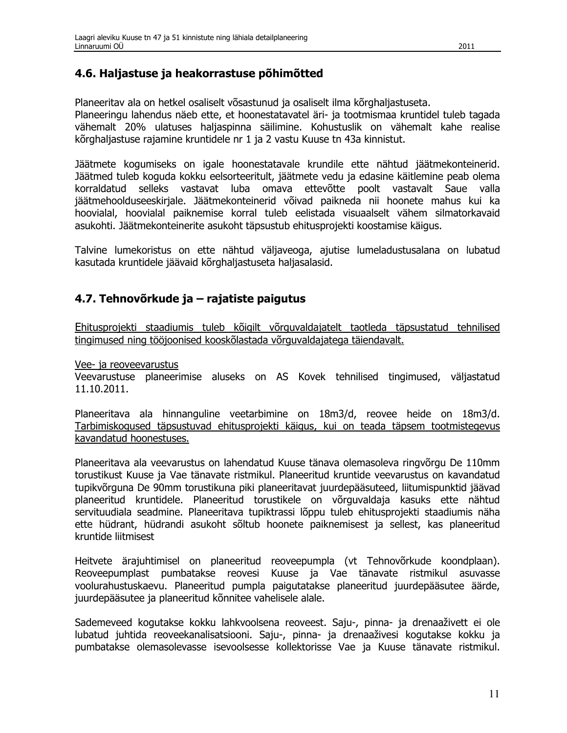## 4.6. Haljastuse ja heakorrastuse põhimõtted

Planeeritav ala on hetkel osaliselt võsastunud ja osaliselt ilma kõrghaljastuseta.
Planeeringu lahendus näeb ette, et hoonestatavatel äri- ja tootmismaa kruntidel tuleb tagada vähemalt 20% ulatuses haljaspinna säilimine. Kohustuslik on vähemalt kahe realise kõrghaljastuse rajamine kruntidele nr 1 ja 2 vastu Kuuse tn 43a kinnistut.

Jäätmete kogumiseks on igale hoonestatavale krundile ette nähtud jäätmekonteinerid. Jäätmed tuleb koguda kokku eelsorteeritult, jäätmete vedu ja edasine käitlemine peab olema korraldatud selleks vastavat luba omava ettevõtte poolt vastavalt Saue valla jäätmehoolduseeskirjale. Jäätmekonteinerid võivad paikneda nii hoonete mahus kui ka hoovialal, hoovialal paiknemise korral tuleb eelistada visuaalselt vähem silmatorkavaid asukohti. Jäätmekonteinerite asukoht täpsustub ehitusprojekti koostamise käigus.

Talvine lumekoristus on ette nähtud väljaveoga, ajutise lumeladustusalana on lubatud kasutada kruntidele jäävaid kõrghaljastuseta haljasalasid.

## 4.7. Tehnovõrkude ja – rajatiste paigutus

Ehitusprojekti staadiumis tuleb kõigilt võrguvaldajatelt taotleda täpsustatud tehnilised tingimused ning tööjoonised kooskõlastada võrguvaldajatega täiendavalt.

Vee- ja reoveevarustus
Veevarustuse planeerimise aluseks on AS Kovek tehnilised tingimused, väljastatud 11.10.2011.

Planeeritava ala hinnanguline veetarbimine on 18m3/d, reovee heide on 18m3/d. Tarbimiskogused täpsustuvad ehitusprojekti käigus, kui on teada täpsem tootmistegevus kavandatud hoonestuses.

Planeeritava ala veevarustus on lahendatud Kuuse tänava olemasoleva ringvõrgu De 110mm torustikust Kuuse ja Vae tänavate ristmikul. Planeeritud kruntide veevarustus on kavandatud tupikvõrguna De 90mm torustikuna piki planeeritavat juurdepääsuteed, liitumispunktid jäävad planeeritud kruntidele. Planeeritud torustikele on võrguvaldaja kasuks ette nähtud servituudiala seadmine. Planeeritava tupiktrassi lõppu tuleb ehitusprojekti staadiumis näha ette hüdrant, hüdrandi asukoht sõltub hoonete paiknemisest ja sellest, kas planeeritud kruntide liitmisest

Heitvete ärajuhtimisel on planeeritud reoveepumpla (vt Tehnovõrkude koondplaan). Reoveepumplast pumbatakse reovesi Kuuse ja Vae tänavate ristmikul asuvasse voolurahustuskaevu. Planeeritud pumpla paigutatakse planeeritud juurdepääsutee äärde, juurdepääsutee ja planeeritud kõnnitee vahelisele alale.

Sademeveed kogutakse kokku lahkvoolsena reoveest. Saju-, pinna- ja drenaaživett ei ole lubatud juhtida reoveekanalisatsiooni. Saju-, pinna- ja drenaaživesi kogutakse kokku ja pumbatakse olemasolevasse isevoolsesse kollektorisse Vae ja Kuuse tänavate ristmikul.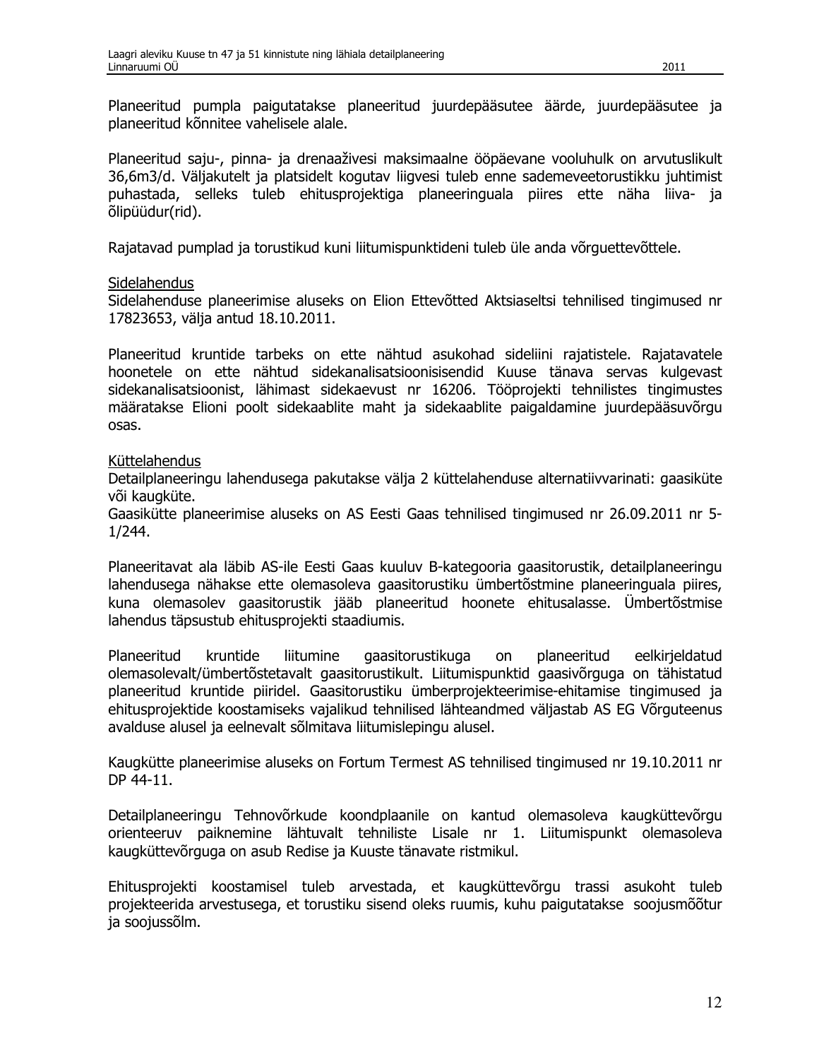Planeeritud pumpla paigutatakse planeeritud juurdepääsutee äärde, juurdepääsutee ja planeeritud kõnnitee vahelisele alale.

Planeeritud saju-, pinna- ja drenaaživesi maksimaalne ööpäevane vooluhulk on arvutuslikult 36,6m3/d. Väljakutelt ja platsidelt kogutav liigvesi tuleb enne sademeveetorustikku juhtimist puhastada, selleks tuleb ehitusprojektiga planeeringuala piires ette näha liiva- ja õlipüüdur(rid).

Rajatavad pumplad ja torustikud kuni liitumispunktideni tuleb üle anda võrguettevõttele.

Sidelahendus

Sidelahenduse planeerimise aluseks on Elion Ettevõtted Aktsiaseltsi tehnilised tingimused nr 17823653, välja antud 18.10.2011.

Planeeritud kruntide tarbeks on ette nähtud asukohad sideliini rajatistele. Rajatavatele hoonetele on ette nähtud sidekanalisatsioonisisendid Kuuse tänava servas kulgevast sidekanalisatsioonist, lähimast sidekaevust nr 16206. Tööprojekti tehnilistes tingimustes määratakse Elioni poolt sidekaablite maht ja sidekaablite paigaldamine juurdepääsuvõrgu osas.

Küttelahendus

Detailplaneeringu lahendusega pakutakse välja 2 küttelahenduse alternatiivvarinati: gaasiküte või kaugküte.
Gaasikütte planeerimise aluseks on AS Eesti Gaas tehnilised tingimused nr 26.09.2011 nr 5-1/244.

Planeeritavat ala läbib AS-ile Eesti Gaas kuuluv B-kategooria gaasitorustik, detailplaneeringu lahendusega nähakse ette olemasoleva gaasitorustiku ümbertõstmine planeeringuala piires, kuna olemasolev gaasitorustik jääb planeeritud hoonete ehitusalasse. Ümbertõstmise lahendus täpsustub ehitusprojekti staadiumis.

Planeeritud kruntide liitumine gaasitorustikuga on planeeritud eelkirjeldatud olemasolevalt/ümbertõstetavalt gaasitorustikult. Liitumispunktid gaasivõrguga on tähistatud planeeritud kruntide piiridel. Gaasitorustiku ümberprojekteerimise-ehitamise tingimused ja ehitusprojektide koostamiseks vajalikud tehnilised lähteandmed väljastab AS EG Võrguteenus avalduse alusel ja eelnevalt sõlmitava liitumislepingu alusel.

Kaugkütte planeerimise aluseks on Fortum Termest AS tehnilised tingimused nr 19.10.2011 nr DP 44-11.

Detailplaneeringu Tehnovõrkude koondplaanile on kantud olemasoleva kaugküttevõrgu orienteeruv paiknemine lähtuvalt tehniliste Lisale nr 1. Liitumispunkt olemasoleva kaugküttevõrguga on asub Redise ja Kuuste tänavate ristmikul.

Ehitusprojekti koostamisel tuleb arvestada, et kaugküttevõrgu trassi asukoht tuleb projekteerida arvestusega, et torustiku sisend oleks ruumis, kuhu paigutatakse soojusmõõtur ja soojussõlm.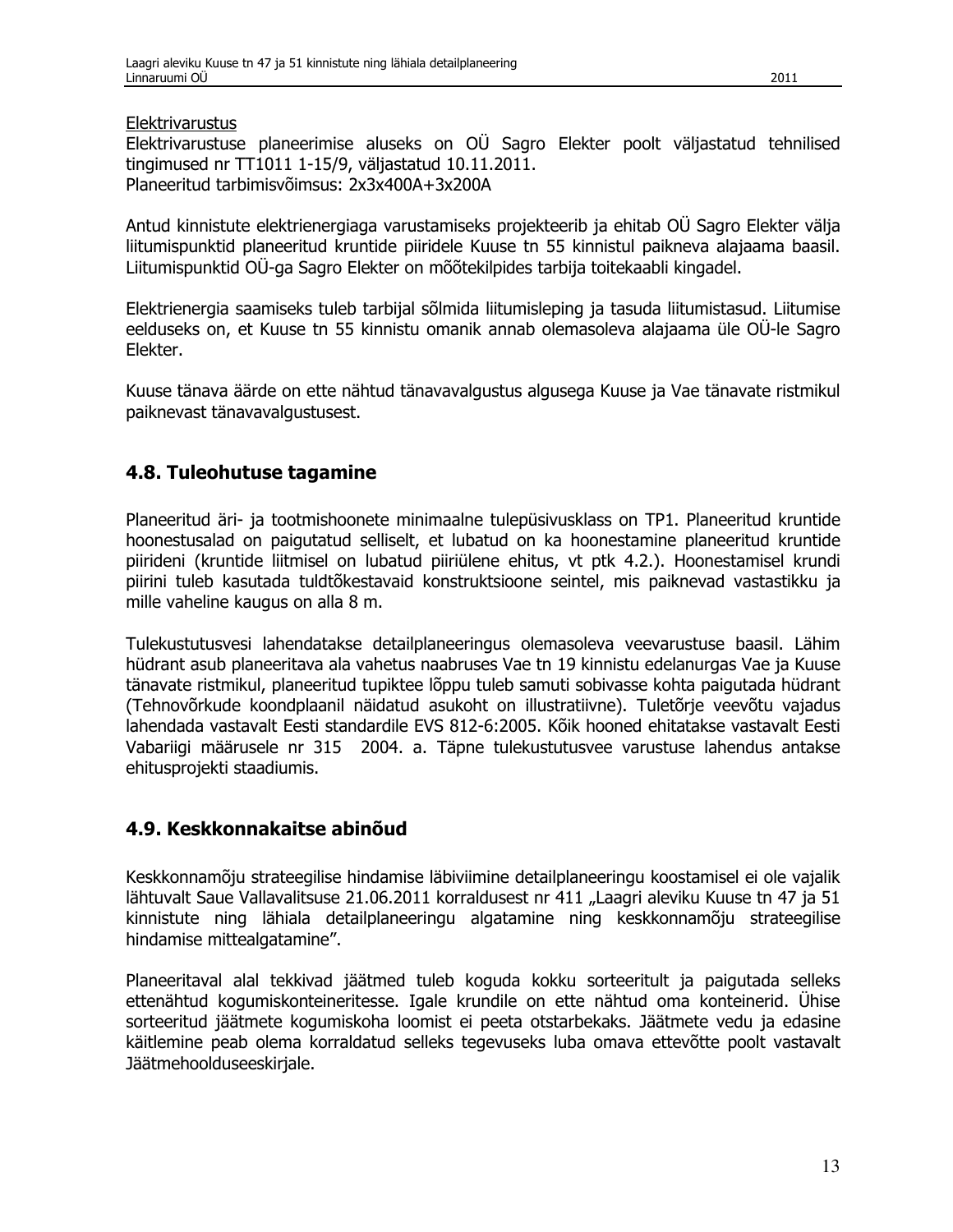Elektrivarustus

Elektrivarustuse planeerimise aluseks on OÜ Sagro Elekter poolt väljastatud tehnilised tingimused nr TT1011 1-15/9, väljastatud 10.11.2011.
Planeeritud tarbimisvõimsus: 2x3x400A+3x200A

Antud kinnistute elektrienergiaga varustamiseks projekteerib ja ehitab OÜ Sagro Elekter välja liitumispunktid planeeritud kruntide piiridele Kuuse tn 55 kinnistul paikneva alajaama baasil. Liitumispunktid OÜ-ga Sagro Elekter on mõõtekilpides tarbija toitekaabli kingadel.

Elektrienergia saamiseks tuleb tarbijal sõlmida liitumisleping ja tasuda liitumistasud. Liitumise eelduseks on, et Kuuse tn 55 kinnistu omanik annab olemasoleva alajaama üle OÜ-le Sagro Elekter.

Kuuse tänava äärde on ette nähtud tänavavalgustus algusega Kuuse ja Vae tänavate ristmikul paiknevast tänavavalgustusest.

## 4.8. Tuleohutuse tagamine

Planeeritud äri- ja tootmishoonete minimaalne tulepüsivusklass on TP1. Planeeritud kruntide hoonestusalad on paigutatud selliselt, et lubatud on ka hoonestamine planeeritud kruntide piirideni (kruntide liitmisel on lubatud piiriülene ehitus, vt ptk 4.2.). Hoonestamisel krundi piirini tuleb kasutada tuldtõkestavaid konstruktsioone seintel, mis paiknevad vastastikku ja mille vaheline kaugus on alla 8 m.

Tulekustutusvesi lahendatakse detailplaneeringus olemasoleva veevarustuse baasil. Lähim hüdrant asub planeeritava ala vahetus naabruses Vae tn 19 kinnistu edelanurgas Vae ja Kuuse tänavate ristmikul, planeeritud tupiktee lõppu tuleb samuti sobivasse kohta paigutada hüdrant (Tehnovõrkude koondplaanil näidatud asukoht on illustratiivne). Tuletõrje veevõtu vajadus lahendada vastavalt Eesti standardile EVS 812-6:2005. Kõik hooned ehitatakse vastavalt Eesti Vabariigi määrusele nr 315 2004. a. Täpne tulekustutusvee varustuse lahendus antakse ehitusprojekti staadiumis.

## 4.9. Keskkonnakaitse abinõud

Keskkonnamõju strateegilise hindamise läbiviimine detailplaneeringu koostamisel ei ole vajalik lähtuvalt Saue Vallavalitsuse 21.06.2011 korraldusest nr 411 „Laagri aleviku Kuuse tn 47 ja 51 kinnistute ning lähiala detailplaneeringu algatamine ning keskkonnamõju strateegilise hindamise mittealgatamine".

Planeeritaval alal tekkivad jäätmed tuleb koguda kokku sorteeritult ja paigutada selleks ettenähtud kogumiskonteineritesse. Igale krundile on ette nähtud oma konteinerid. Ühise sorteeritud jäätmete kogumiskoha loomist ei peeta otstarbekaks. Jäätmete vedu ja edasine käitlemine peab olema korraldatud selleks tegevuseks luba omava ettevõtte poolt vastavalt Jäätmehoolduseeskirjale.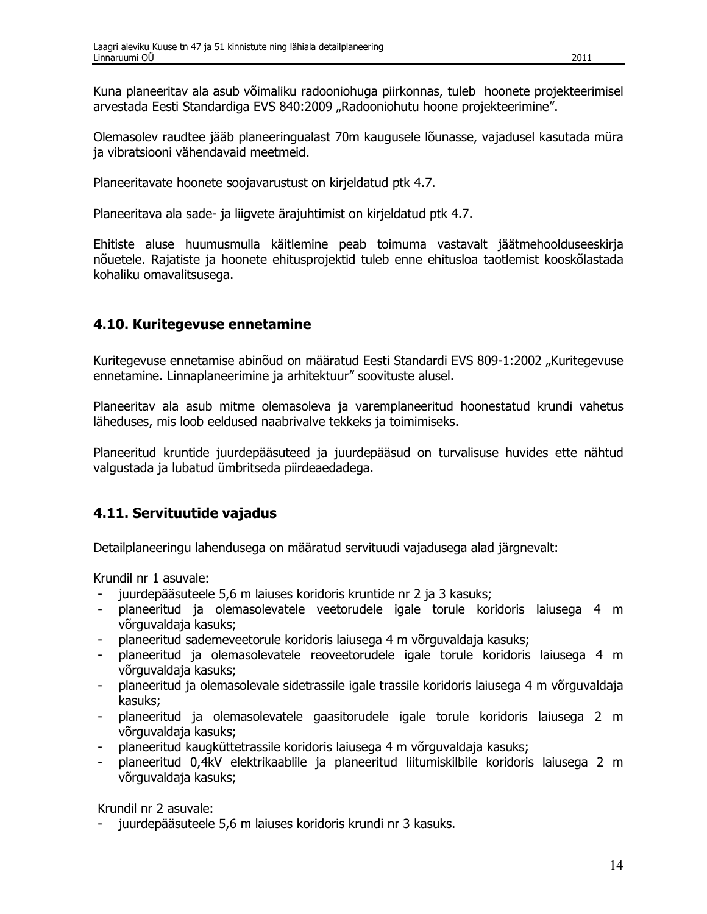Kuna planeeritav ala asub võimaliku radooniohuga piirkonnas, tuleb hoonete projekteerimisel arvestada Eesti Standardiga EVS 840:2009 „Radooniohutu hoone projekteerimine".

Olemasolev raudtee jääb planeeringualast 70m kaugusele lõunasse, vajadusel kasutada müra ja vibratsiooni vähendavaid meetmeid.

Planeeritavate hoonete soojavarustust on kirjeldatud ptk 4.7.

Planeeritava ala sade- ja liigvete ärajuhtimist on kirjeldatud ptk 4.7.

Ehitiste aluse huumusmulla käitlemine peab toimuma vastavalt jäätmehoolduseeskirja nõuetele. Rajatiste ja hoonete ehitusprojektid tuleb enne ehitusloa taotlemist kooskõlastada kohaliku omavalitsusega.

## 4.10. Kuritegevuse ennetamine

Kuritegevuse ennetamise abinõud on määratud Eesti Standardi EVS 809-1:2002 „Kuritegevuse ennetamine. Linnaplaneerimine ja arhitektuur" soovituste alusel.

Planeeritav ala asub mitme olemasoleva ja varemplaneeritud hoonestatud krundi vahetus läheduses, mis loob eeldused naabrivalve tekkeks ja toimimiseks.

Planeeritud kruntide juurdepääsuteed ja juurdepääsud on turvalisuse huvides ette nähtud valgustada ja lubatud ümbritseda piirdeaedadega.

## 4.11. Servituutide vajadus

Detailplaneeringu lahendusega on määratud servituudi vajadusega alad järgnevalt:

Krundil nr 1 asuvale:

- juurdepääsuteele 5,6 m laiuses koridoris kruntide nr 2 ja 3 kasuks;
- planeeritud ja olemasolevatele veetorudele igale torule koridoris laiusega 4 m võrguvaldaja kasuks;
- planeeritud sademeveetorule koridoris laiusega 4 m võrguvaldaja kasuks;
- planeeritud ja olemasolevatele reoveetorudele igale torule koridoris laiusega 4 m võrguvaldaja kasuks;
- planeeritud ja olemasolevale sidetrassile igale trassile koridoris laiusega 4 m võrguvaldaja kasuks;
- planeeritud ja olemasolevatele gaasitorudele igale torule koridoris laiusega 2 m võrguvaldaja kasuks;
- planeeritud kaugküttetrassile koridoris laiusega 4 m võrguvaldaja kasuks;
- planeeritud 0,4kV elektrikaablile ja planeeritud liitumiskilbile koridoris laiusega 2 m võrguvaldaja kasuks;

Krundil nr 2 asuvale:

- juurdepääsuteele 5,6 m laiuses koridoris krundi nr 3 kasuks.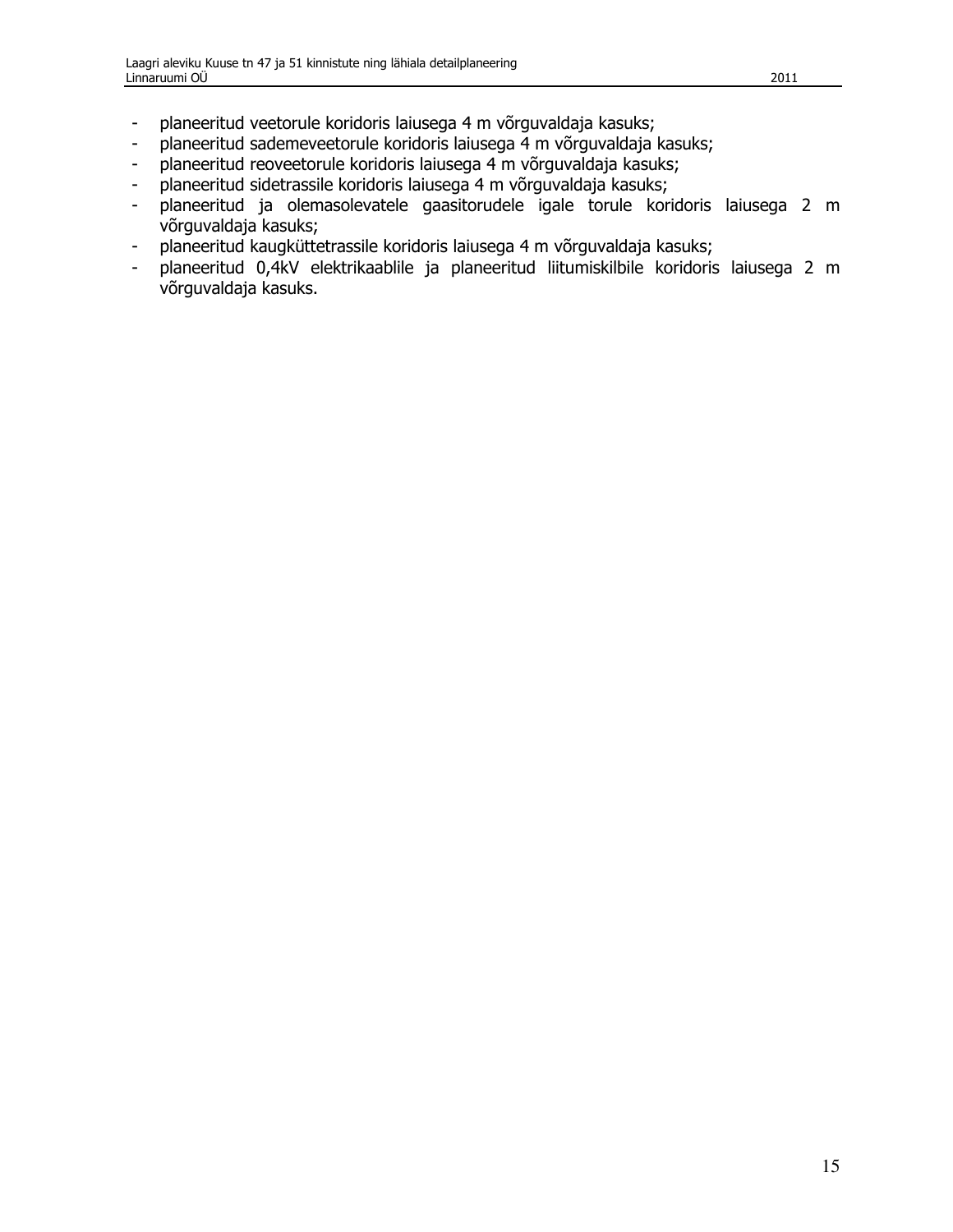- planeeritud veetorule koridoris laiusega 4 m võrguvaldaja kasuks;
- planeeritud sademeveetorule koridoris laiusega 4 m võrguvaldaja kasuks;
- planeeritud reoveetorule koridoris laiusega 4 m võrguvaldaja kasuks;
- planeeritud sidetrassile koridoris laiusega 4 m võrguvaldaja kasuks;
- planeeritud ja olemasolevatele gaasitorudele igale torule koridoris laiusega 2 m võrguvaldaja kasuks;
- planeeritud kaugküttetrassile koridoris laiusega 4 m võrguvaldaja kasuks;
- planeeritud 0,4kV elektrikaablile ja planeeritud liitumiskilbile koridoris laiusega 2 m võrguvaldaja kasuks.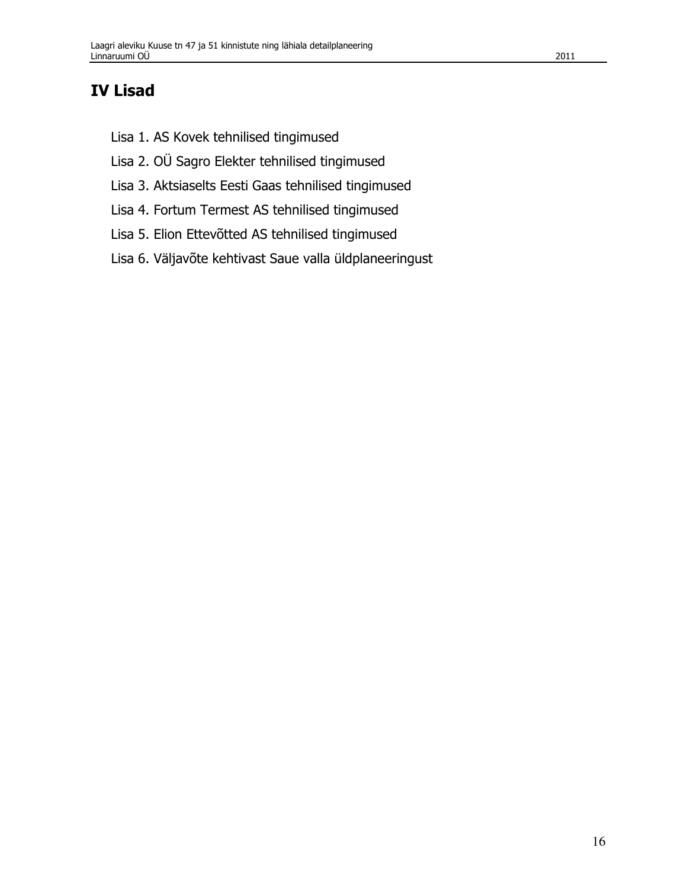# IV Lisad

Lisa 1. AS Kovek tehnilised tingimused

Lisa 2. OÜ Sagro Elekter tehnilised tingimused

Lisa 3. Aktsiaselts Eesti Gaas tehnilised tingimused

Lisa 4. Fortum Termest AS tehnilised tingimused

Lisa 5. Elion Ettevõtted AS tehnilised tingimused

Lisa 6. Väljavõte kehtivast Saue valla üldplaneeringust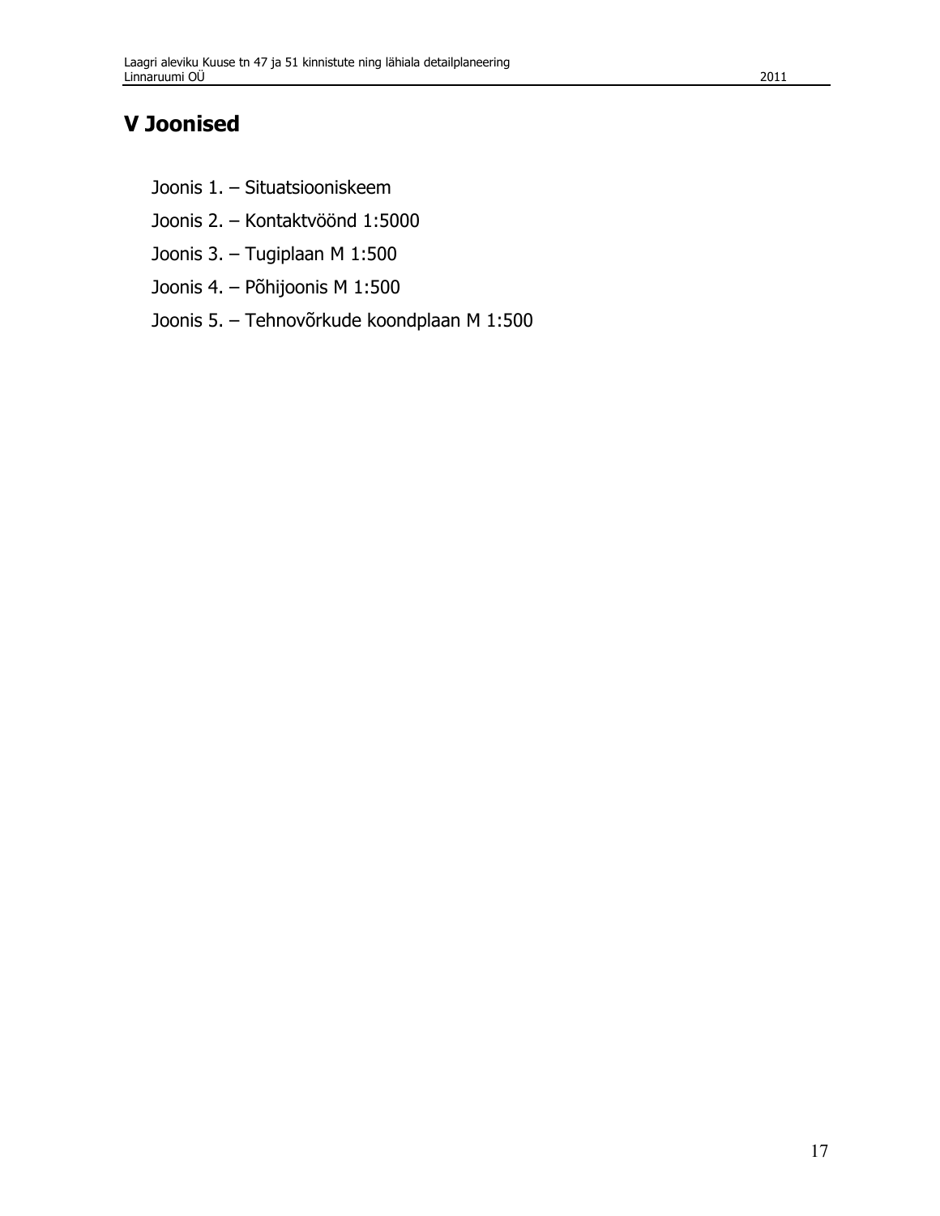# V Joonised

Joonis 1. – Situatsiooniskeem

Joonis 2. – Kontaktvöönd 1:5000

Joonis 3. – Tugiplaan M 1:500

Joonis 4. – Põhijoonis M 1:500

Joonis 5. – Tehnovõrkude koondplaan M 1:500